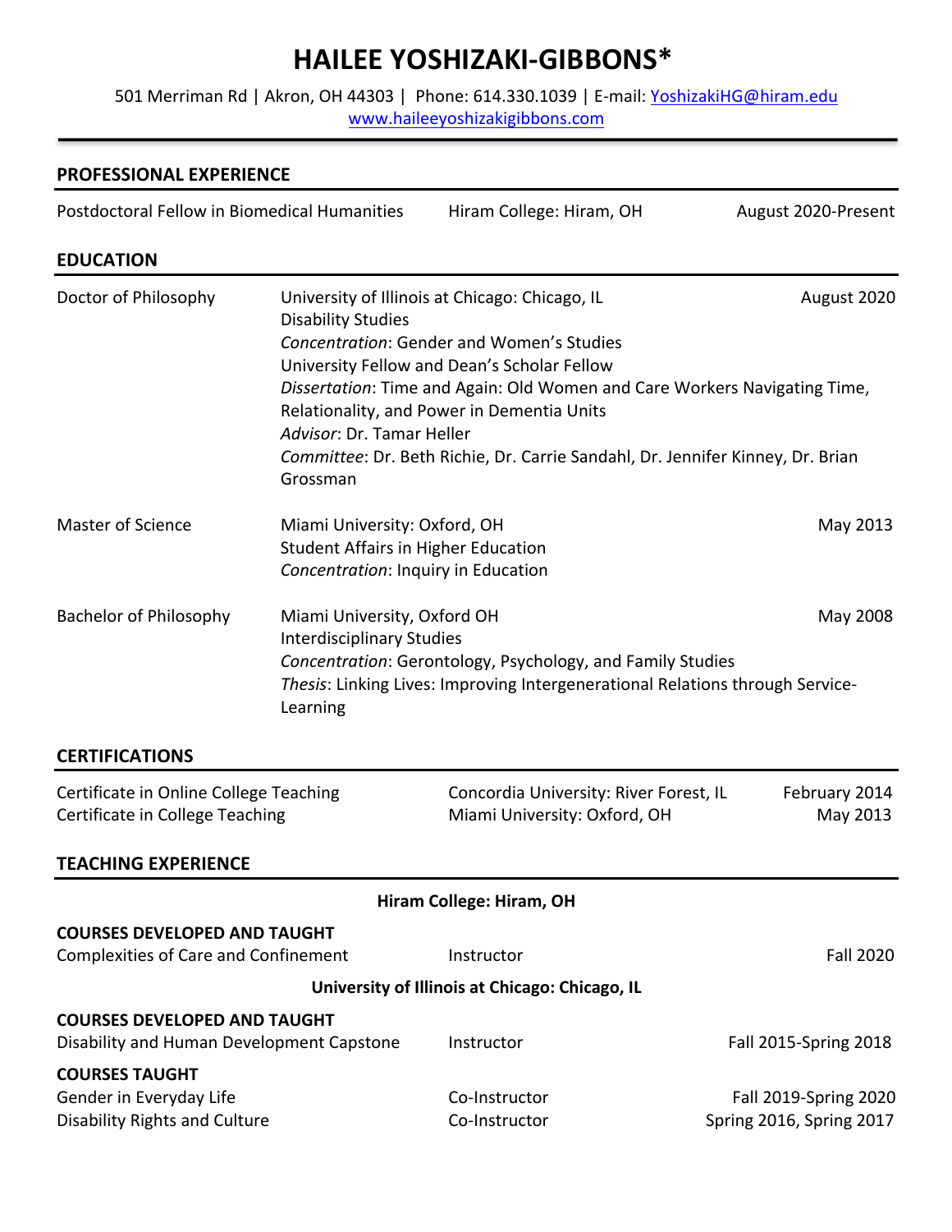# HAILEE YOSHIZAKI-GIBBONS*

501 Merriman Rd | Akron, OH 44303 | Phone: 614.330.1039 | E-mail: YoshizakiHG@hiram.edu
www.haileeyoshizakigibbons.com

## PROFESSIONAL EXPERIENCE

Postdoctoral Fellow in Biomedical Humanities | Hiram College: Hiram, OH | August 2020-Present

## EDUCATION

**Doctor of Philosophy** — University of Illinois at Chicago: Chicago, IL — August 2020
Disability Studies
*Concentration*: Gender and Women's Studies
University Fellow and Dean's Scholar Fellow
*Dissertation*: Time and Again: Old Women and Care Workers Navigating Time, Relationality, and Power in Dementia Units
*Advisor*: Dr. Tamar Heller
*Committee*: Dr. Beth Richie, Dr. Carrie Sandahl, Dr. Jennifer Kinney, Dr. Brian Grossman

**Master of Science** — Miami University: Oxford, OH — May 2013
Student Affairs in Higher Education
*Concentration*: Inquiry in Education

**Bachelor of Philosophy** — Miami University, Oxford OH — May 2008
Interdisciplinary Studies
*Concentration*: Gerontology, Psychology, and Family Studies
*Thesis*: Linking Lives: Improving Intergenerational Relations through Service-Learning

## CERTIFICATIONS

Certificate in Online College Teaching | Concordia University: River Forest, IL | February 2014
Certificate in College Teaching | Miami University: Oxford, OH | May 2013

## TEACHING EXPERIENCE

### Hiram College: Hiram, OH

**COURSES DEVELOPED AND TAUGHT**

Complexities of Care and Confinement | Instructor | Fall 2020

### University of Illinois at Chicago: Chicago, IL

**COURSES DEVELOPED AND TAUGHT**

Disability and Human Development Capstone | Instructor | Fall 2015-Spring 2018

**COURSES TAUGHT**

Gender in Everyday Life | Co-Instructor | Fall 2019-Spring 2020
Disability Rights and Culture | Co-Instructor | Spring 2016, Spring 2017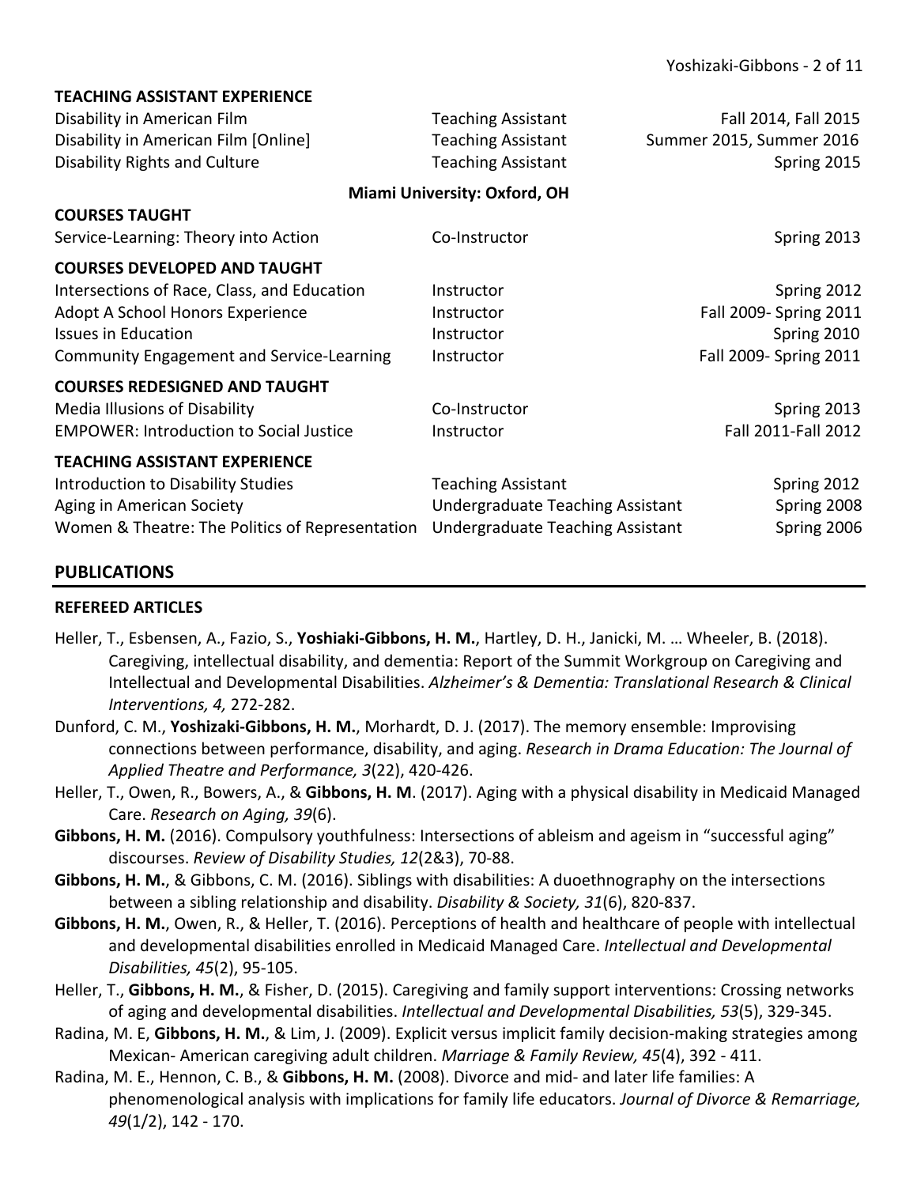**TEACHING ASSISTANT EXPERIENCE**

| | | |
|---|---|---|
| Disability in American Film | Teaching Assistant | Fall 2014, Fall 2015 |
| Disability in American Film [Online] | Teaching Assistant | Summer 2015, Summer 2016 |
| Disability Rights and Culture | Teaching Assistant | Spring 2015 |

**Miami University: Oxford, OH**

**COURSES TAUGHT**

| | | |
|---|---|---|
| Service-Learning: Theory into Action | Co-Instructor | Spring 2013 |

**COURSES DEVELOPED AND TAUGHT**

| | | |
|---|---|---|
| Intersections of Race, Class, and Education | Instructor | Spring 2012 |
| Adopt A School Honors Experience | Instructor | Fall 2009- Spring 2011 |
| Issues in Education | Instructor | Spring 2010 |
| Community Engagement and Service-Learning | Instructor | Fall 2009- Spring 2011 |

**COURSES REDESIGNED AND TAUGHT**

| | | |
|---|---|---|
| Media Illusions of Disability | Co-Instructor | Spring 2013 |
| EMPOWER: Introduction to Social Justice | Instructor | Fall 2011-Fall 2012 |

**TEACHING ASSISTANT EXPERIENCE**

| | | |
|---|---|---|
| Introduction to Disability Studies | Teaching Assistant | Spring 2012 |
| Aging in American Society | Undergraduate Teaching Assistant | Spring 2008 |
| Women & Theatre: The Politics of Representation | Undergraduate Teaching Assistant | Spring 2006 |

## PUBLICATIONS

**REFEREED ARTICLES**

Heller, T., Esbensen, A., Fazio, S., **Yoshiaki-Gibbons, H. M.**, Hartley, D. H., Janicki, M. … Wheeler, B. (2018). Caregiving, intellectual disability, and dementia: Report of the Summit Workgroup on Caregiving and Intellectual and Developmental Disabilities. *Alzheimer's & Dementia: Translational Research & Clinical Interventions, 4,* 272-282.

Dunford, C. M., **Yoshizaki-Gibbons, H. M.**, Morhardt, D. J. (2017). The memory ensemble: Improvising connections between performance, disability, and aging. *Research in Drama Education: The Journal of Applied Theatre and Performance, 3*(22), 420-426.

Heller, T., Owen, R., Bowers, A., & **Gibbons, H. M**. (2017). Aging with a physical disability in Medicaid Managed Care. *Research on Aging, 39*(6).

**Gibbons, H. M.** (2016). Compulsory youthfulness: Intersections of ableism and ageism in "successful aging" discourses. *Review of Disability Studies, 12*(2&3), 70-88.

**Gibbons, H. M.**, & Gibbons, C. M. (2016). Siblings with disabilities: A duoethnography on the intersections between a sibling relationship and disability. *Disability & Society, 31*(6), 820-837.

**Gibbons, H. M.**, Owen, R., & Heller, T. (2016). Perceptions of health and healthcare of people with intellectual and developmental disabilities enrolled in Medicaid Managed Care. *Intellectual and Developmental Disabilities, 45*(2), 95-105.

Heller, T., **Gibbons, H. M.**, & Fisher, D. (2015). Caregiving and family support interventions: Crossing networks of aging and developmental disabilities. *Intellectual and Developmental Disabilities, 53*(5), 329-345.

Radina, M. E, **Gibbons, H. M.**, & Lim, J. (2009). Explicit versus implicit family decision-making strategies among Mexican- American caregiving adult children. *Marriage & Family Review, 45*(4), 392 - 411.

Radina, M. E., Hennon, C. B., & **Gibbons, H. M.** (2008). Divorce and mid- and later life families: A phenomenological analysis with implications for family life educators. *Journal of Divorce & Remarriage, 49*(1/2), 142 - 170.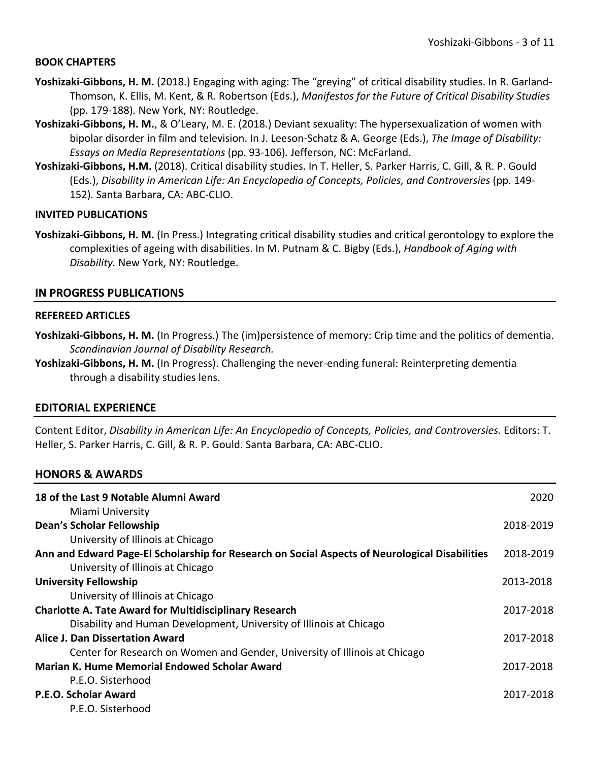#### BOOK CHAPTERS

**Yoshizaki-Gibbons, H. M.** (2018.) Engaging with aging: The "greying" of critical disability studies. In R. Garland-Thomson, K. Ellis, M. Kent, & R. Robertson (Eds.), *Manifestos for the Future of Critical Disability Studies* (pp. 179-188)*.* New York, NY: Routledge.

**Yoshizaki-Gibbons, H. M.**, & O'Leary, M. E. (2018.) Deviant sexuality: The hypersexualization of women with bipolar disorder in film and television. In J. Leeson-Schatz & A. George (Eds.), *The Image of Disability: Essays on Media Representations* (pp. 93-106)*.* Jefferson, NC: McFarland.

**Yoshizaki-Gibbons, H.M.** (2018). Critical disability studies. In T. Heller, S. Parker Harris, C. Gill, & R. P. Gould (Eds.), *Disability in American Life: An Encyclopedia of Concepts, Policies, and Controversies* (pp. 149-152)*.* Santa Barbara, CA: ABC-CLIO.

#### INVITED PUBLICATIONS

**Yoshizaki-Gibbons, H. M.** (In Press.) Integrating critical disability studies and critical gerontology to explore the complexities of ageing with disabilities. In M. Putnam & C. Bigby (Eds.), *Handbook of Aging with Disability.* New York, NY: Routledge.

## IN PROGRESS PUBLICATIONS

#### REFEREED ARTICLES

**Yoshizaki-Gibbons, H. M.** (In Progress.) The (im)persistence of memory: Crip time and the politics of dementia. *Scandinavian Journal of Disability Research.*

**Yoshizaki-Gibbons, H. M.** (In Progress). Challenging the never-ending funeral: Reinterpreting dementia through a disability studies lens.

## EDITORIAL EXPERIENCE

Content Editor, *Disability in American Life: An Encyclopedia of Concepts, Policies, and Controversies.* Editors: T. Heller, S. Parker Harris, C. Gill, & R. P. Gould. Santa Barbara, CA: ABC-CLIO.

## HONORS & AWARDS

| Award | Year |
|---|---|
| **18 of the Last 9 Notable Alumni Award**<br>Miami University | 2020 |
| **Dean's Scholar Fellowship**<br>University of Illinois at Chicago | 2018-2019 |
| **Ann and Edward Page-El Scholarship for Research on Social Aspects of Neurological Disabilities**<br>University of Illinois at Chicago | 2018-2019 |
| **University Fellowship**<br>University of Illinois at Chicago | 2013-2018 |
| **Charlotte A. Tate Award for Multidisciplinary Research**<br>Disability and Human Development, University of Illinois at Chicago | 2017-2018 |
| **Alice J. Dan Dissertation Award**<br>Center for Research on Women and Gender, University of Illinois at Chicago | 2017-2018 |
| **Marian K. Hume Memorial Endowed Scholar Award**<br>P.E.O. Sisterhood | 2017-2018 |
| **P.E.O. Scholar Award**<br>P.E.O. Sisterhood | 2017-2018 |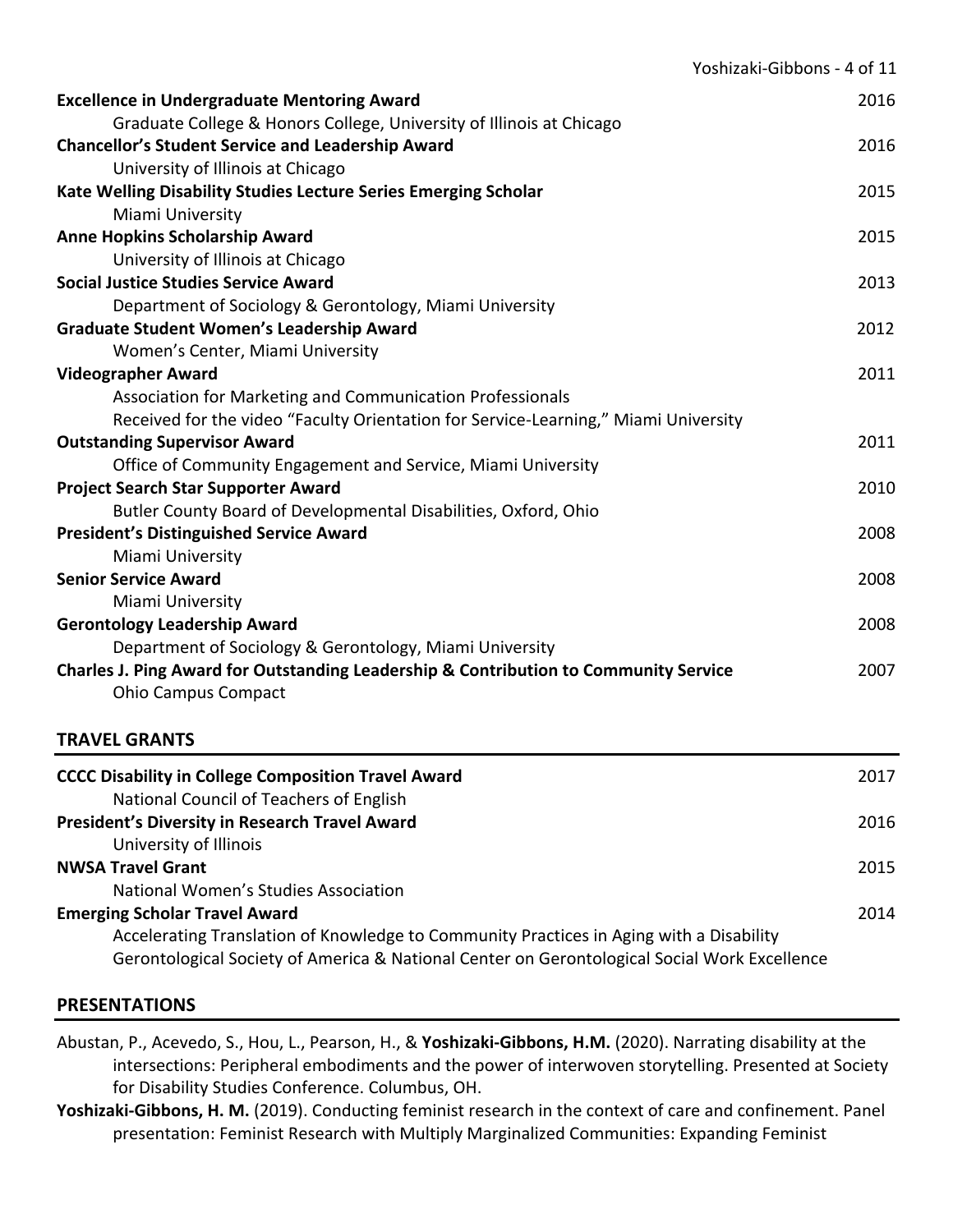**Excellence in Undergraduate Mentoring Award** 2016
Graduate College & Honors College, University of Illinois at Chicago

**Chancellor's Student Service and Leadership Award** 2016
University of Illinois at Chicago

**Kate Welling Disability Studies Lecture Series Emerging Scholar** 2015
Miami University

**Anne Hopkins Scholarship Award** 2015
University of Illinois at Chicago

**Social Justice Studies Service Award** 2013
Department of Sociology & Gerontology, Miami University

**Graduate Student Women's Leadership Award** 2012
Women's Center, Miami University

**Videographer Award** 2011
Association for Marketing and Communication Professionals
Received for the video "Faculty Orientation for Service-Learning," Miami University

**Outstanding Supervisor Award** 2011
Office of Community Engagement and Service, Miami University

**Project Search Star Supporter Award** 2010
Butler County Board of Developmental Disabilities, Oxford, Ohio

**President's Distinguished Service Award** 2008
Miami University

**Senior Service Award** 2008
Miami University

**Gerontology Leadership Award** 2008
Department of Sociology & Gerontology, Miami University

**Charles J. Ping Award for Outstanding Leadership & Contribution to Community Service** 2007
Ohio Campus Compact

## TRAVEL GRANTS

**CCCC Disability in College Composition Travel Award** 2017
National Council of Teachers of English

**President's Diversity in Research Travel Award** 2016
University of Illinois

**NWSA Travel Grant** 2015
National Women's Studies Association

**Emerging Scholar Travel Award** 2014
Accelerating Translation of Knowledge to Community Practices in Aging with a Disability
Gerontological Society of America & National Center on Gerontological Social Work Excellence

## PRESENTATIONS

Abustan, P., Acevedo, S., Hou, L., Pearson, H., & **Yoshizaki-Gibbons, H.M.** (2020). Narrating disability at the intersections: Peripheral embodiments and the power of interwoven storytelling. Presented at Society for Disability Studies Conference. Columbus, OH.

**Yoshizaki-Gibbons, H. M.** (2019). Conducting feminist research in the context of care and confinement. Panel presentation: Feminist Research with Multiply Marginalized Communities: Expanding Feminist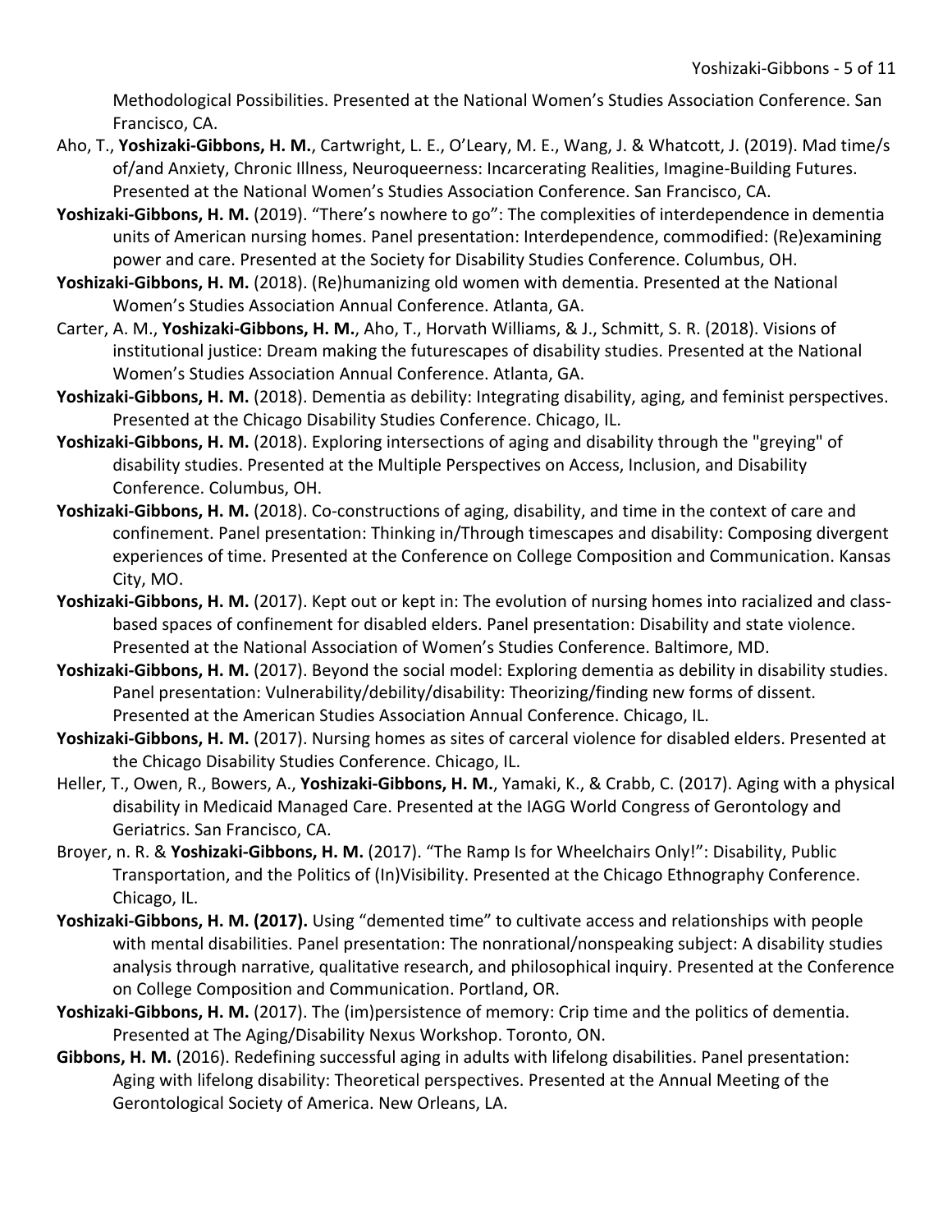Methodological Possibilities. Presented at the National Women's Studies Association Conference. San Francisco, CA.

Aho, T., **Yoshizaki-Gibbons, H. M.**, Cartwright, L. E., O'Leary, M. E., Wang, J. & Whatcott, J. (2019). Mad time/s of/and Anxiety, Chronic Illness, Neuroqueerness: Incarcerating Realities, Imagine-Building Futures. Presented at the National Women's Studies Association Conference. San Francisco, CA.

**Yoshizaki-Gibbons, H. M.** (2019). "There's nowhere to go": The complexities of interdependence in dementia units of American nursing homes. Panel presentation: Interdependence, commodified: (Re)examining power and care. Presented at the Society for Disability Studies Conference. Columbus, OH.

**Yoshizaki-Gibbons, H. M.** (2018). (Re)humanizing old women with dementia. Presented at the National Women's Studies Association Annual Conference. Atlanta, GA.

Carter, A. M., **Yoshizaki-Gibbons, H. M.**, Aho, T., Horvath Williams, & J., Schmitt, S. R. (2018). Visions of institutional justice: Dream making the futurescapes of disability studies. Presented at the National Women's Studies Association Annual Conference. Atlanta, GA.

**Yoshizaki-Gibbons, H. M.** (2018). Dementia as debility: Integrating disability, aging, and feminist perspectives. Presented at the Chicago Disability Studies Conference. Chicago, IL.

**Yoshizaki-Gibbons, H. M.** (2018). Exploring intersections of aging and disability through the "greying" of disability studies. Presented at the Multiple Perspectives on Access, Inclusion, and Disability Conference. Columbus, OH.

**Yoshizaki-Gibbons, H. M.** (2018). Co-constructions of aging, disability, and time in the context of care and confinement. Panel presentation: Thinking in/Through timescapes and disability: Composing divergent experiences of time. Presented at the Conference on College Composition and Communication. Kansas City, MO.

**Yoshizaki-Gibbons, H. M.** (2017). Kept out or kept in: The evolution of nursing homes into racialized and class-based spaces of confinement for disabled elders. Panel presentation: Disability and state violence. Presented at the National Association of Women's Studies Conference. Baltimore, MD.

**Yoshizaki-Gibbons, H. M.** (2017). Beyond the social model: Exploring dementia as debility in disability studies. Panel presentation: Vulnerability/debility/disability: Theorizing/finding new forms of dissent. Presented at the American Studies Association Annual Conference. Chicago, IL.

**Yoshizaki-Gibbons, H. M.** (2017). Nursing homes as sites of carceral violence for disabled elders. Presented at the Chicago Disability Studies Conference. Chicago, IL.

Heller, T., Owen, R., Bowers, A., **Yoshizaki-Gibbons, H. M.**, Yamaki, K., & Crabb, C. (2017). Aging with a physical disability in Medicaid Managed Care. Presented at the IAGG World Congress of Gerontology and Geriatrics. San Francisco, CA.

Broyer, n. R. & **Yoshizaki-Gibbons, H. M.** (2017). "The Ramp Is for Wheelchairs Only!": Disability, Public Transportation, and the Politics of (In)Visibility. Presented at the Chicago Ethnography Conference. Chicago, IL.

**Yoshizaki-Gibbons, H. M. (2017).** Using "demented time" to cultivate access and relationships with people with mental disabilities. Panel presentation: The nonrational/nonspeaking subject: A disability studies analysis through narrative, qualitative research, and philosophical inquiry. Presented at the Conference on College Composition and Communication. Portland, OR.

**Yoshizaki-Gibbons, H. M.** (2017). The (im)persistence of memory: Crip time and the politics of dementia. Presented at The Aging/Disability Nexus Workshop. Toronto, ON.

**Gibbons, H. M.** (2016). Redefining successful aging in adults with lifelong disabilities. Panel presentation: Aging with lifelong disability: Theoretical perspectives. Presented at the Annual Meeting of the Gerontological Society of America. New Orleans, LA.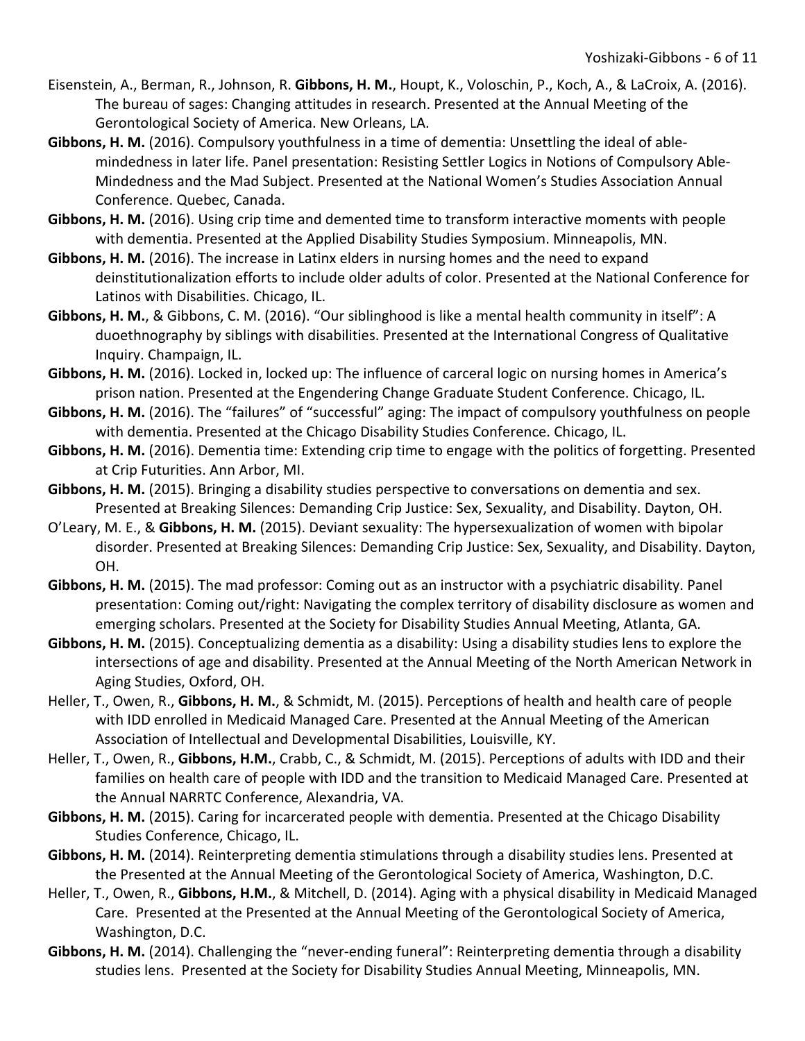Eisenstein, A., Berman, R., Johnson, R. **Gibbons, H. M.**, Houpt, K., Voloschin, P., Koch, A., & LaCroix, A. (2016). The bureau of sages: Changing attitudes in research. Presented at the Annual Meeting of the Gerontological Society of America. New Orleans, LA.

**Gibbons, H. M.** (2016). Compulsory youthfulness in a time of dementia: Unsettling the ideal of able-mindedness in later life. Panel presentation: Resisting Settler Logics in Notions of Compulsory Able-Mindedness and the Mad Subject. Presented at the National Women's Studies Association Annual Conference. Quebec, Canada.

**Gibbons, H. M.** (2016). Using crip time and demented time to transform interactive moments with people with dementia. Presented at the Applied Disability Studies Symposium. Minneapolis, MN.

**Gibbons, H. M.** (2016). The increase in Latinx elders in nursing homes and the need to expand deinstitutionalization efforts to include older adults of color. Presented at the National Conference for Latinos with Disabilities. Chicago, IL.

**Gibbons, H. M.**, & Gibbons, C. M. (2016). "Our siblinghood is like a mental health community in itself": A duoethnography by siblings with disabilities. Presented at the International Congress of Qualitative Inquiry. Champaign, IL.

**Gibbons, H. M.** (2016). Locked in, locked up: The influence of carceral logic on nursing homes in America's prison nation. Presented at the Engendering Change Graduate Student Conference. Chicago, IL.

**Gibbons, H. M.** (2016). The "failures" of "successful" aging: The impact of compulsory youthfulness on people with dementia. Presented at the Chicago Disability Studies Conference. Chicago, IL.

**Gibbons, H. M.** (2016). Dementia time: Extending crip time to engage with the politics of forgetting. Presented at Crip Futurities. Ann Arbor, MI.

**Gibbons, H. M.** (2015). Bringing a disability studies perspective to conversations on dementia and sex. Presented at Breaking Silences: Demanding Crip Justice: Sex, Sexuality, and Disability. Dayton, OH.

O'Leary, M. E., & **Gibbons, H. M.** (2015). Deviant sexuality: The hypersexualization of women with bipolar disorder. Presented at Breaking Silences: Demanding Crip Justice: Sex, Sexuality, and Disability. Dayton, OH.

**Gibbons, H. M.** (2015). The mad professor: Coming out as an instructor with a psychiatric disability. Panel presentation: Coming out/right: Navigating the complex territory of disability disclosure as women and emerging scholars. Presented at the Society for Disability Studies Annual Meeting, Atlanta, GA.

**Gibbons, H. M.** (2015). Conceptualizing dementia as a disability: Using a disability studies lens to explore the intersections of age and disability. Presented at the Annual Meeting of the North American Network in Aging Studies, Oxford, OH.

Heller, T., Owen, R., **Gibbons, H. M.**, & Schmidt, M. (2015). Perceptions of health and health care of people with IDD enrolled in Medicaid Managed Care. Presented at the Annual Meeting of the American Association of Intellectual and Developmental Disabilities, Louisville, KY.

Heller, T., Owen, R., **Gibbons, H.M.**, Crabb, C., & Schmidt, M. (2015). Perceptions of adults with IDD and their families on health care of people with IDD and the transition to Medicaid Managed Care. Presented at the Annual NARRTC Conference, Alexandria, VA.

**Gibbons, H. M.** (2015). Caring for incarcerated people with dementia. Presented at the Chicago Disability Studies Conference, Chicago, IL.

**Gibbons, H. M.** (2014). Reinterpreting dementia stimulations through a disability studies lens. Presented at the Presented at the Annual Meeting of the Gerontological Society of America, Washington, D.C.

Heller, T., Owen, R., **Gibbons, H.M.**, & Mitchell, D. (2014). Aging with a physical disability in Medicaid Managed Care. Presented at the Presented at the Annual Meeting of the Gerontological Society of America, Washington, D.C.

**Gibbons, H. M.** (2014). Challenging the "never-ending funeral": Reinterpreting dementia through a disability studies lens. Presented at the Society for Disability Studies Annual Meeting, Minneapolis, MN.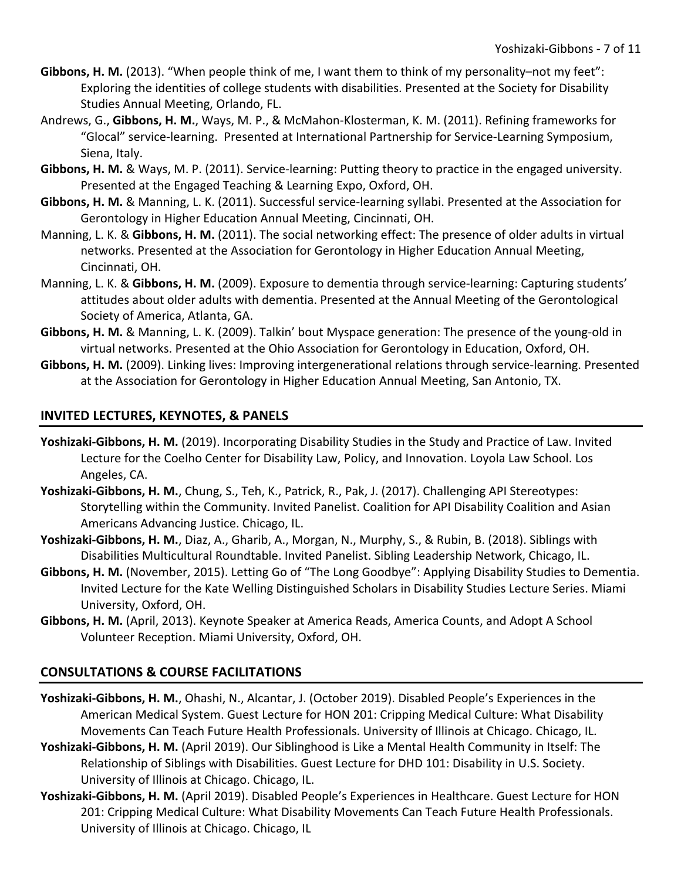**Gibbons, H. M.** (2013). "When people think of me, I want them to think of my personality–not my feet": Exploring the identities of college students with disabilities. Presented at the Society for Disability Studies Annual Meeting, Orlando, FL.

Andrews, G., **Gibbons, H. M.**, Ways, M. P., & McMahon-Klosterman, K. M. (2011). Refining frameworks for "Glocal" service-learning. Presented at International Partnership for Service-Learning Symposium, Siena, Italy.

**Gibbons, H. M.** & Ways, M. P. (2011). Service-learning: Putting theory to practice in the engaged university. Presented at the Engaged Teaching & Learning Expo, Oxford, OH.

**Gibbons, H. M.** & Manning, L. K. (2011). Successful service-learning syllabi. Presented at the Association for Gerontology in Higher Education Annual Meeting, Cincinnati, OH.

Manning, L. K. & **Gibbons, H. M.** (2011). The social networking effect: The presence of older adults in virtual networks. Presented at the Association for Gerontology in Higher Education Annual Meeting, Cincinnati, OH.

Manning, L. K. & **Gibbons, H. M.** (2009). Exposure to dementia through service-learning: Capturing students' attitudes about older adults with dementia. Presented at the Annual Meeting of the Gerontological Society of America, Atlanta, GA.

**Gibbons, H. M.** & Manning, L. K. (2009). Talkin' bout Myspace generation: The presence of the young-old in virtual networks. Presented at the Ohio Association for Gerontology in Education, Oxford, OH.

**Gibbons, H. M.** (2009). Linking lives: Improving intergenerational relations through service-learning. Presented at the Association for Gerontology in Higher Education Annual Meeting, San Antonio, TX.

## INVITED LECTURES, KEYNOTES, & PANELS

**Yoshizaki-Gibbons, H. M.** (2019). Incorporating Disability Studies in the Study and Practice of Law. Invited Lecture for the Coelho Center for Disability Law, Policy, and Innovation. Loyola Law School. Los Angeles, CA.

**Yoshizaki-Gibbons, H. M.**, Chung, S., Teh, K., Patrick, R., Pak, J. (2017). Challenging API Stereotypes: Storytelling within the Community. Invited Panelist. Coalition for API Disability Coalition and Asian Americans Advancing Justice. Chicago, IL.

**Yoshizaki-Gibbons, H. M.**, Diaz, A., Gharib, A., Morgan, N., Murphy, S., & Rubin, B. (2018). Siblings with Disabilities Multicultural Roundtable. Invited Panelist. Sibling Leadership Network, Chicago, IL.

**Gibbons, H. M.** (November, 2015). Letting Go of "The Long Goodbye": Applying Disability Studies to Dementia. Invited Lecture for the Kate Welling Distinguished Scholars in Disability Studies Lecture Series. Miami University, Oxford, OH.

**Gibbons, H. M.** (April, 2013). Keynote Speaker at America Reads, America Counts, and Adopt A School Volunteer Reception. Miami University, Oxford, OH.

## CONSULTATIONS & COURSE FACILITATIONS

**Yoshizaki-Gibbons, H. M.**, Ohashi, N., Alcantar, J. (October 2019). Disabled People's Experiences in the American Medical System. Guest Lecture for HON 201: Cripping Medical Culture: What Disability Movements Can Teach Future Health Professionals. University of Illinois at Chicago. Chicago, IL.

**Yoshizaki-Gibbons, H. M.** (April 2019). Our Siblinghood is Like a Mental Health Community in Itself: The Relationship of Siblings with Disabilities. Guest Lecture for DHD 101: Disability in U.S. Society. University of Illinois at Chicago. Chicago, IL.

**Yoshizaki-Gibbons, H. M.** (April 2019). Disabled People's Experiences in Healthcare. Guest Lecture for HON 201: Cripping Medical Culture: What Disability Movements Can Teach Future Health Professionals. University of Illinois at Chicago. Chicago, IL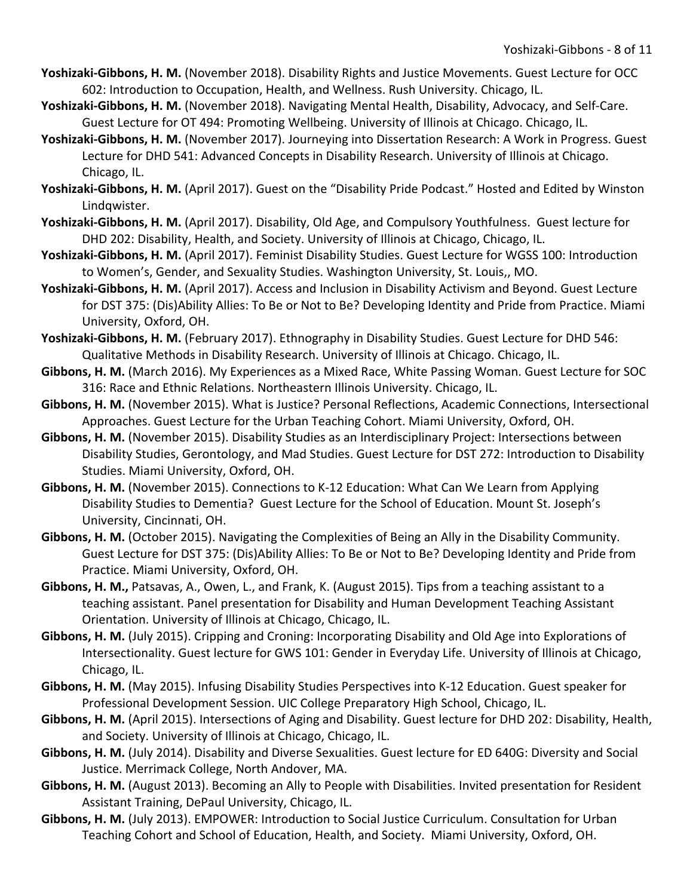**Yoshizaki-Gibbons, H. M.** (November 2018). Disability Rights and Justice Movements. Guest Lecture for OCC 602: Introduction to Occupation, Health, and Wellness. Rush University. Chicago, IL.

**Yoshizaki-Gibbons, H. M.** (November 2018). Navigating Mental Health, Disability, Advocacy, and Self-Care. Guest Lecture for OT 494: Promoting Wellbeing. University of Illinois at Chicago. Chicago, IL.

**Yoshizaki-Gibbons, H. M.** (November 2017). Journeying into Dissertation Research: A Work in Progress. Guest Lecture for DHD 541: Advanced Concepts in Disability Research. University of Illinois at Chicago. Chicago, IL.

**Yoshizaki-Gibbons, H. M.** (April 2017). Guest on the "Disability Pride Podcast." Hosted and Edited by Winston Lindqwister.

**Yoshizaki-Gibbons, H. M.** (April 2017). Disability, Old Age, and Compulsory Youthfulness. Guest lecture for DHD 202: Disability, Health, and Society. University of Illinois at Chicago, Chicago, IL.

**Yoshizaki-Gibbons, H. M.** (April 2017). Feminist Disability Studies. Guest Lecture for WGSS 100: Introduction to Women's, Gender, and Sexuality Studies. Washington University, St. Louis,, MO.

**Yoshizaki-Gibbons, H. M.** (April 2017). Access and Inclusion in Disability Activism and Beyond. Guest Lecture for DST 375: (Dis)Ability Allies: To Be or Not to Be? Developing Identity and Pride from Practice. Miami University, Oxford, OH.

**Yoshizaki-Gibbons, H. M.** (February 2017). Ethnography in Disability Studies. Guest Lecture for DHD 546: Qualitative Methods in Disability Research. University of Illinois at Chicago. Chicago, IL.

**Gibbons, H. M.** (March 2016). My Experiences as a Mixed Race, White Passing Woman. Guest Lecture for SOC 316: Race and Ethnic Relations. Northeastern Illinois University. Chicago, IL.

**Gibbons, H. M.** (November 2015). What is Justice? Personal Reflections, Academic Connections, Intersectional Approaches. Guest Lecture for the Urban Teaching Cohort. Miami University, Oxford, OH.

**Gibbons, H. M.** (November 2015). Disability Studies as an Interdisciplinary Project: Intersections between Disability Studies, Gerontology, and Mad Studies. Guest Lecture for DST 272: Introduction to Disability Studies. Miami University, Oxford, OH.

**Gibbons, H. M.** (November 2015). Connections to K-12 Education: What Can We Learn from Applying Disability Studies to Dementia? Guest Lecture for the School of Education. Mount St. Joseph's University, Cincinnati, OH.

**Gibbons, H. M.** (October 2015). Navigating the Complexities of Being an Ally in the Disability Community. Guest Lecture for DST 375: (Dis)Ability Allies: To Be or Not to Be? Developing Identity and Pride from Practice. Miami University, Oxford, OH.

**Gibbons, H. M.,** Patsavas, A., Owen, L., and Frank, K. (August 2015). Tips from a teaching assistant to a teaching assistant. Panel presentation for Disability and Human Development Teaching Assistant Orientation. University of Illinois at Chicago, Chicago, IL.

**Gibbons, H. M.** (July 2015). Cripping and Croning: Incorporating Disability and Old Age into Explorations of Intersectionality. Guest lecture for GWS 101: Gender in Everyday Life. University of Illinois at Chicago, Chicago, IL.

**Gibbons, H. M.** (May 2015). Infusing Disability Studies Perspectives into K-12 Education. Guest speaker for Professional Development Session. UIC College Preparatory High School, Chicago, IL.

**Gibbons, H. M.** (April 2015). Intersections of Aging and Disability. Guest lecture for DHD 202: Disability, Health, and Society. University of Illinois at Chicago, Chicago, IL.

**Gibbons, H. M.** (July 2014). Disability and Diverse Sexualities. Guest lecture for ED 640G: Diversity and Social Justice. Merrimack College, North Andover, MA.

**Gibbons, H. M.** (August 2013). Becoming an Ally to People with Disabilities. Invited presentation for Resident Assistant Training, DePaul University, Chicago, IL.

**Gibbons, H. M.** (July 2013). EMPOWER: Introduction to Social Justice Curriculum. Consultation for Urban Teaching Cohort and School of Education, Health, and Society. Miami University, Oxford, OH.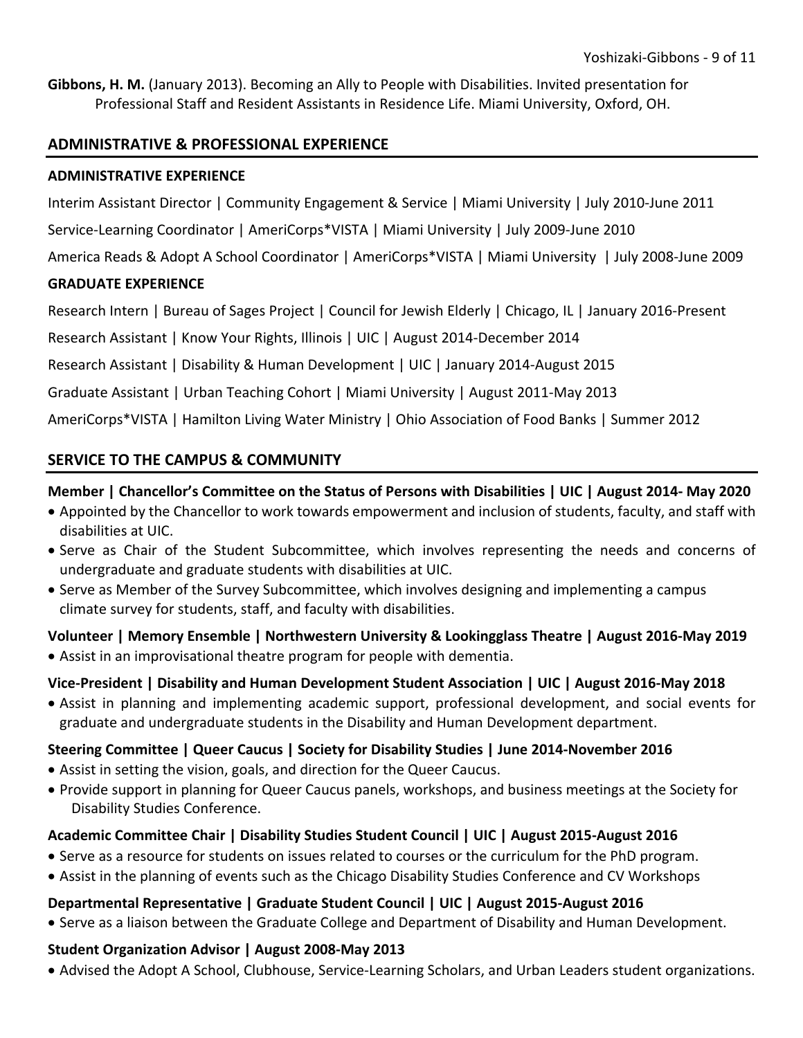**Gibbons, H. M.** (January 2013). Becoming an Ally to People with Disabilities. Invited presentation for Professional Staff and Resident Assistants in Residence Life. Miami University, Oxford, OH.

## ADMINISTRATIVE & PROFESSIONAL EXPERIENCE

### ADMINISTRATIVE EXPERIENCE

Interim Assistant Director | Community Engagement & Service | Miami University | July 2010-June 2011

Service-Learning Coordinator | AmeriCorps*VISTA | Miami University | July 2009-June 2010

America Reads & Adopt A School Coordinator | AmeriCorps*VISTA | Miami University | July 2008-June 2009

### GRADUATE EXPERIENCE

Research Intern | Bureau of Sages Project | Council for Jewish Elderly | Chicago, IL | January 2016-Present

Research Assistant | Know Your Rights, Illinois | UIC | August 2014-December 2014

Research Assistant | Disability & Human Development | UIC | January 2014-August 2015

Graduate Assistant | Urban Teaching Cohort | Miami University | August 2011-May 2013

AmeriCorps*VISTA | Hamilton Living Water Ministry | Ohio Association of Food Banks | Summer 2012

## SERVICE TO THE CAMPUS & COMMUNITY

**Member | Chancellor's Committee on the Status of Persons with Disabilities | UIC | August 2014- May 2020**

- Appointed by the Chancellor to work towards empowerment and inclusion of students, faculty, and staff with disabilities at UIC.
- Serve as Chair of the Student Subcommittee, which involves representing the needs and concerns of undergraduate and graduate students with disabilities at UIC.
- Serve as Member of the Survey Subcommittee, which involves designing and implementing a campus climate survey for students, staff, and faculty with disabilities.

**Volunteer | Memory Ensemble | Northwestern University & Lookingglass Theatre | August 2016-May 2019**

- Assist in an improvisational theatre program for people with dementia.

**Vice-President | Disability and Human Development Student Association | UIC | August 2016-May 2018**

- Assist in planning and implementing academic support, professional development, and social events for graduate and undergraduate students in the Disability and Human Development department.

**Steering Committee | Queer Caucus | Society for Disability Studies | June 2014-November 2016**

- Assist in setting the vision, goals, and direction for the Queer Caucus.
- Provide support in planning for Queer Caucus panels, workshops, and business meetings at the Society for Disability Studies Conference.

**Academic Committee Chair | Disability Studies Student Council | UIC | August 2015-August 2016**

- Serve as a resource for students on issues related to courses or the curriculum for the PhD program.
- Assist in the planning of events such as the Chicago Disability Studies Conference and CV Workshops

**Departmental Representative | Graduate Student Council | UIC | August 2015-August 2016**

- Serve as a liaison between the Graduate College and Department of Disability and Human Development.

**Student Organization Advisor | August 2008-May 2013**

- Advised the Adopt A School, Clubhouse, Service-Learning Scholars, and Urban Leaders student organizations.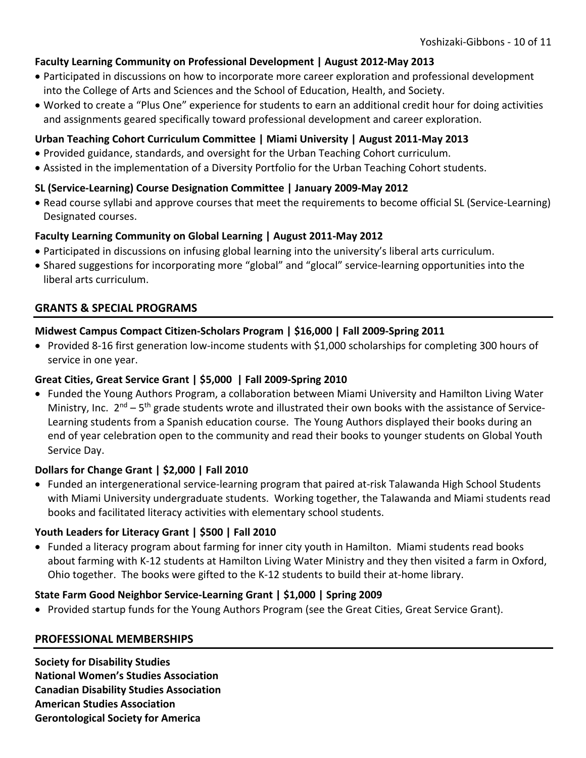**Faculty Learning Community on Professional Development | August 2012-May 2013**

- Participated in discussions on how to incorporate more career exploration and professional development into the College of Arts and Sciences and the School of Education, Health, and Society.
- Worked to create a "Plus One" experience for students to earn an additional credit hour for doing activities and assignments geared specifically toward professional development and career exploration.

**Urban Teaching Cohort Curriculum Committee | Miami University | August 2011-May 2013**

- Provided guidance, standards, and oversight for the Urban Teaching Cohort curriculum.
- Assisted in the implementation of a Diversity Portfolio for the Urban Teaching Cohort students.

**SL (Service-Learning) Course Designation Committee | January 2009-May 2012**

- Read course syllabi and approve courses that meet the requirements to become official SL (Service-Learning) Designated courses.

**Faculty Learning Community on Global Learning | August 2011-May 2012**

- Participated in discussions on infusing global learning into the university's liberal arts curriculum.
- Shared suggestions for incorporating more "global" and "glocal" service-learning opportunities into the liberal arts curriculum.

## GRANTS & SPECIAL PROGRAMS

**Midwest Campus Compact Citizen-Scholars Program | $16,000 | Fall 2009-Spring 2011**

- Provided 8-16 first generation low-income students with $1,000 scholarships for completing 300 hours of service in one year.

**Great Cities, Great Service Grant | $5,000 | Fall 2009-Spring 2010**

- Funded the Young Authors Program, a collaboration between Miami University and Hamilton Living Water Ministry, Inc. 2nd – 5th grade students wrote and illustrated their own books with the assistance of Service-Learning students from a Spanish education course. The Young Authors displayed their books during an end of year celebration open to the community and read their books to younger students on Global Youth Service Day.

**Dollars for Change Grant | $2,000 | Fall 2010**

- Funded an intergenerational service-learning program that paired at-risk Talawanda High School Students with Miami University undergraduate students. Working together, the Talawanda and Miami students read books and facilitated literacy activities with elementary school students.

**Youth Leaders for Literacy Grant | $500 | Fall 2010**

- Funded a literacy program about farming for inner city youth in Hamilton. Miami students read books about farming with K-12 students at Hamilton Living Water Ministry and they then visited a farm in Oxford, Ohio together. The books were gifted to the K-12 students to build their at-home library.

**State Farm Good Neighbor Service-Learning Grant | $1,000 | Spring 2009**

- Provided startup funds for the Young Authors Program (see the Great Cities, Great Service Grant).

## PROFESSIONAL MEMBERSHIPS

**Society for Disability Studies**
**National Women's Studies Association**
**Canadian Disability Studies Association**
**American Studies Association**
**Gerontological Society for America**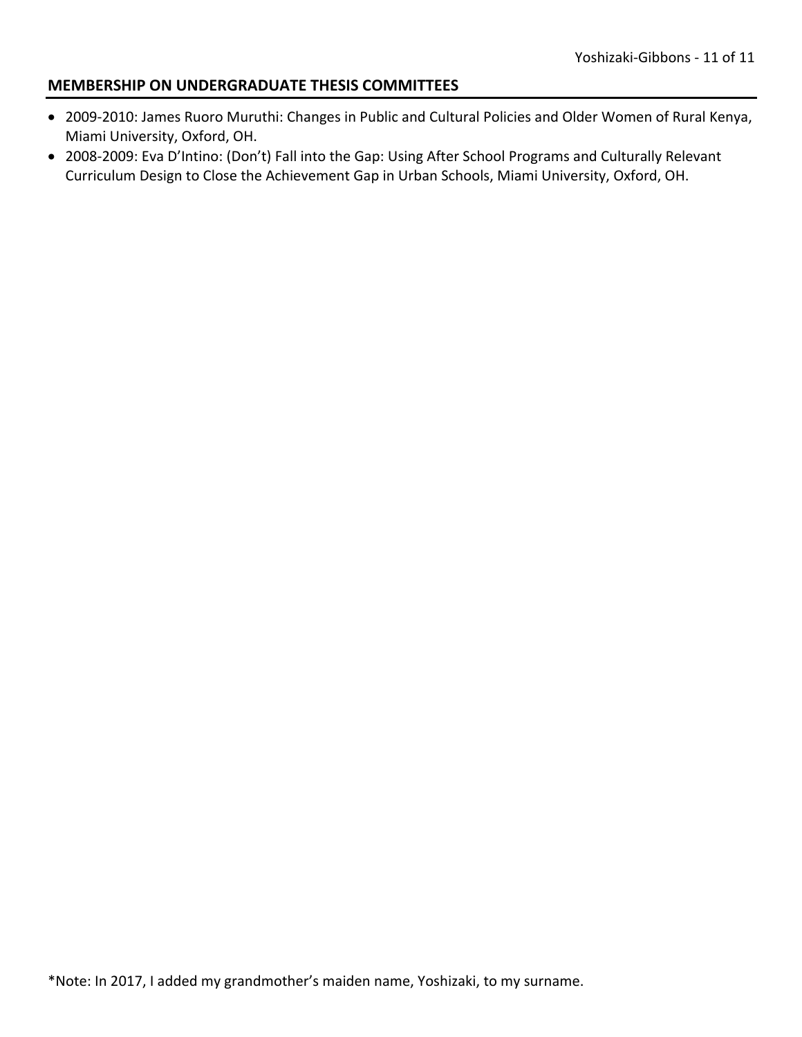## MEMBERSHIP ON UNDERGRADUATE THESIS COMMITTEES

- 2009-2010: James Ruoro Muruthi: Changes in Public and Cultural Policies and Older Women of Rural Kenya, Miami University, Oxford, OH.
- 2008-2009: Eva D'Intino: (Don't) Fall into the Gap: Using After School Programs and Culturally Relevant Curriculum Design to Close the Achievement Gap in Urban Schools, Miami University, Oxford, OH.

*Note: In 2017, I added my grandmother's maiden name, Yoshizaki, to my surname.